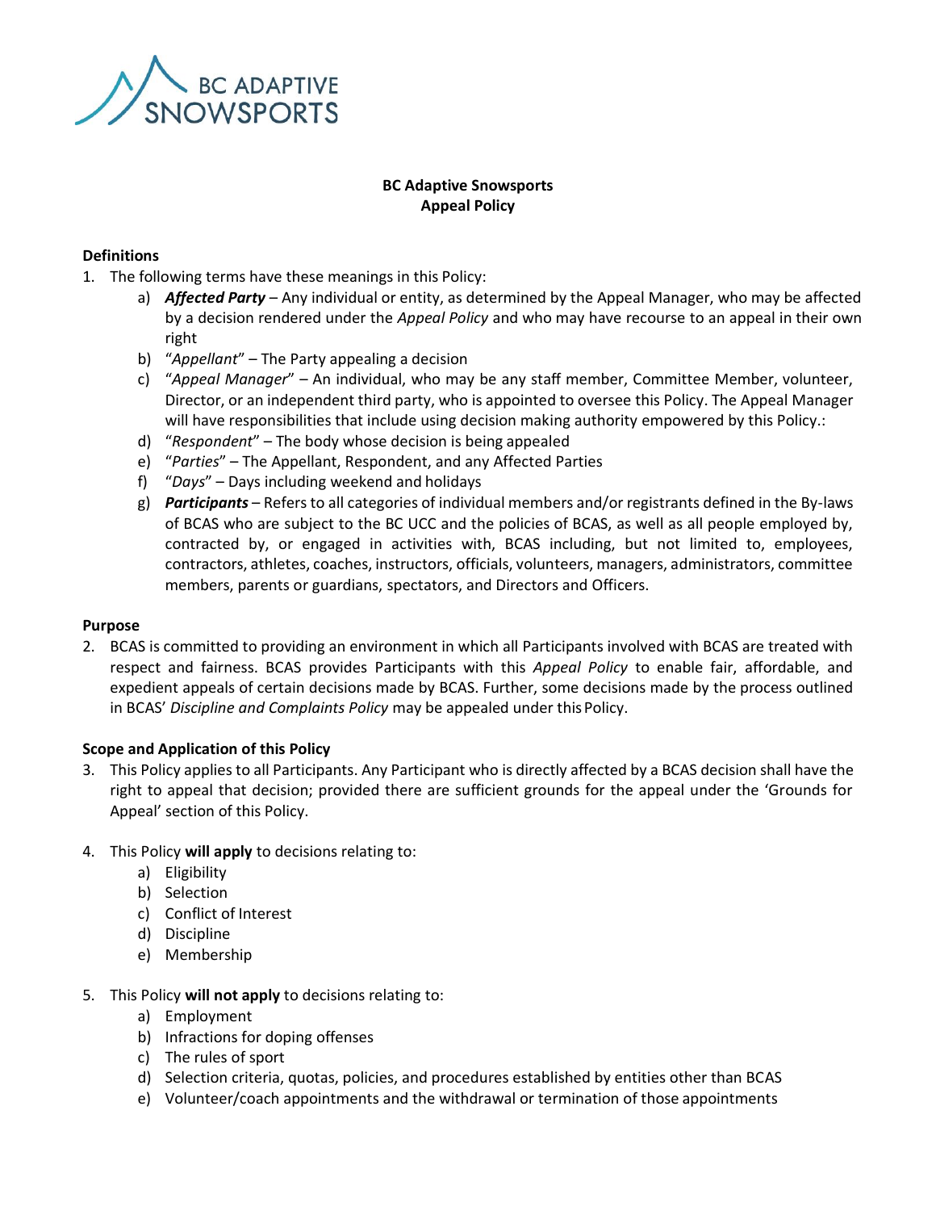**BC Adaptive Snowsports**
**Appeal Policy**

**Definitions**

1. The following terms have these meanings in this Policy:
   a) ***Affected Party*** – Any individual or entity, as determined by the Appeal Manager, who may be affected by a decision rendered under the *Appeal Policy* and who may have recourse to an appeal in their own right
   b) "*Appellant*" – The Party appealing a decision
   c) "*Appeal Manager*" – An individual, who may be any staff member, Committee Member, volunteer, Director, or an independent third party, who is appointed to oversee this Policy. The Appeal Manager will have responsibilities that include using decision making authority empowered by this Policy.:
   d) "*Respondent*" – The body whose decision is being appealed
   e) "*Parties*" – The Appellant, Respondent, and any Affected Parties
   f) "*Days*" – Days including weekend and holidays
   g) ***Participants*** – Refers to all categories of individual members and/or registrants defined in the By-laws of BCAS who are subject to the BC UCC and the policies of BCAS, as well as all people employed by, contracted by, or engaged in activities with, BCAS including, but not limited to, employees, contractors, athletes, coaches, instructors, officials, volunteers, managers, administrators, committee members, parents or guardians, spectators, and Directors and Officers.

**Purpose**

2. BCAS is committed to providing an environment in which all Participants involved with BCAS are treated with respect and fairness. BCAS provides Participants with this *Appeal Policy* to enable fair, affordable, and expedient appeals of certain decisions made by BCAS. Further, some decisions made by the process outlined in BCAS' *Discipline and Complaints Policy* may be appealed under this Policy.

**Scope and Application of this Policy**

3. This Policy applies to all Participants. Any Participant who is directly affected by a BCAS decision shall have the right to appeal that decision; provided there are sufficient grounds for the appeal under the 'Grounds for Appeal' section of this Policy.

4. This Policy **will apply** to decisions relating to:
   a) Eligibility
   b) Selection
   c) Conflict of Interest
   d) Discipline
   e) Membership

5. This Policy **will not apply** to decisions relating to:
   a) Employment
   b) Infractions for doping offenses
   c) The rules of sport
   d) Selection criteria, quotas, policies, and procedures established by entities other than BCAS
   e) Volunteer/coach appointments and the withdrawal or termination of those appointments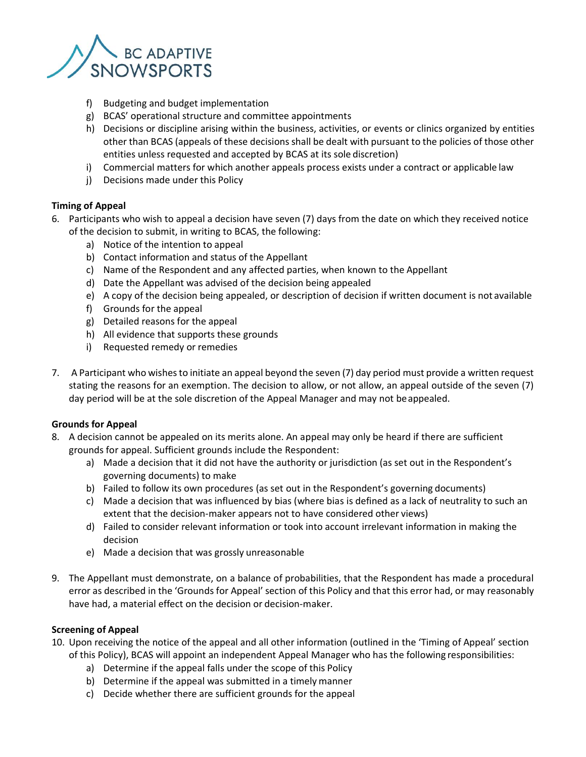f) Budgeting and budget implementation
g) BCAS' operational structure and committee appointments
h) Decisions or discipline arising within the business, activities, or events or clinics organized by entities other than BCAS (appeals of these decisions shall be dealt with pursuant to the policies of those other entities unless requested and accepted by BCAS at its sole discretion)
i) Commercial matters for which another appeals process exists under a contract or applicable law
j) Decisions made under this Policy

**Timing of Appeal**

6. Participants who wish to appeal a decision have seven (7) days from the date on which they received notice of the decision to submit, in writing to BCAS, the following:
   a) Notice of the intention to appeal
   b) Contact information and status of the Appellant
   c) Name of the Respondent and any affected parties, when known to the Appellant
   d) Date the Appellant was advised of the decision being appealed
   e) A copy of the decision being appealed, or description of decision if written document is not available
   f) Grounds for the appeal
   g) Detailed reasons for the appeal
   h) All evidence that supports these grounds
   i) Requested remedy or remedies

7. A Participant who wishes to initiate an appeal beyond the seven (7) day period must provide a written request stating the reasons for an exemption. The decision to allow, or not allow, an appeal outside of the seven (7) day period will be at the sole discretion of the Appeal Manager and may not be appealed.

**Grounds for Appeal**

8. A decision cannot be appealed on its merits alone. An appeal may only be heard if there are sufficient grounds for appeal. Sufficient grounds include the Respondent:
   a) Made a decision that it did not have the authority or jurisdiction (as set out in the Respondent's governing documents) to make
   b) Failed to follow its own procedures (as set out in the Respondent's governing documents)
   c) Made a decision that was influenced by bias (where bias is defined as a lack of neutrality to such an extent that the decision-maker appears not to have considered other views)
   d) Failed to consider relevant information or took into account irrelevant information in making the decision
   e) Made a decision that was grossly unreasonable

9. The Appellant must demonstrate, on a balance of probabilities, that the Respondent has made a procedural error as described in the 'Grounds for Appeal' section of this Policy and that this error had, or may reasonably have had, a material effect on the decision or decision-maker.

**Screening of Appeal**

10. Upon receiving the notice of the appeal and all other information (outlined in the 'Timing of Appeal' section of this Policy), BCAS will appoint an independent Appeal Manager who has the following responsibilities:
    a) Determine if the appeal falls under the scope of this Policy
    b) Determine if the appeal was submitted in a timely manner
    c) Decide whether there are sufficient grounds for the appeal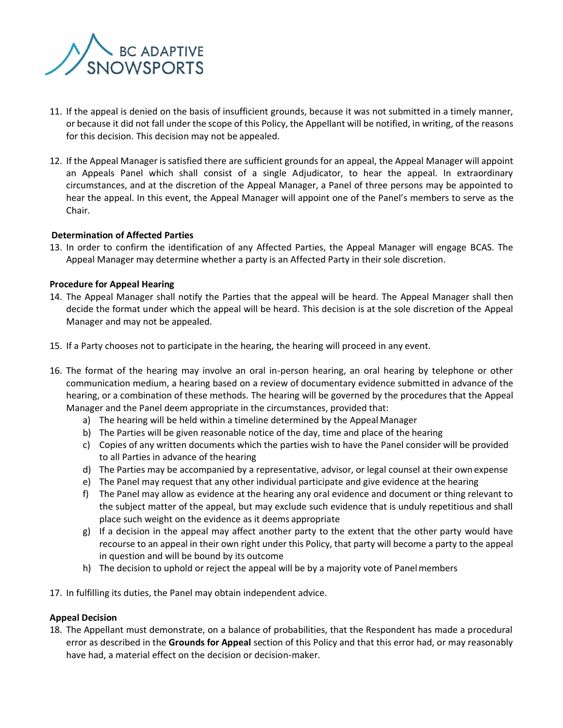11. If the appeal is denied on the basis of insufficient grounds, because it was not submitted in a timely manner, or because it did not fall under the scope of this Policy, the Appellant will be notified, in writing, of the reasons for this decision. This decision may not be appealed.

12. If the Appeal Manager is satisfied there are sufficient grounds for an appeal, the Appeal Manager will appoint an Appeals Panel which shall consist of a single Adjudicator, to hear the appeal. In extraordinary circumstances, and at the discretion of the Appeal Manager, a Panel of three persons may be appointed to hear the appeal. In this event, the Appeal Manager will appoint one of the Panel's members to serve as the Chair.

**Determination of Affected Parties**

13. In order to confirm the identification of any Affected Parties, the Appeal Manager will engage BCAS. The Appeal Manager may determine whether a party is an Affected Party in their sole discretion.

**Procedure for Appeal Hearing**

14. The Appeal Manager shall notify the Parties that the appeal will be heard. The Appeal Manager shall then decide the format under which the appeal will be heard. This decision is at the sole discretion of the Appeal Manager and may not be appealed.

15. If a Party chooses not to participate in the hearing, the hearing will proceed in any event.

16. The format of the hearing may involve an oral in-person hearing, an oral hearing by telephone or other communication medium, a hearing based on a review of documentary evidence submitted in advance of the hearing, or a combination of these methods. The hearing will be governed by the procedures that the Appeal Manager and the Panel deem appropriate in the circumstances, provided that:
    a) The hearing will be held within a timeline determined by the Appeal Manager
    b) The Parties will be given reasonable notice of the day, time and place of the hearing
    c) Copies of any written documents which the parties wish to have the Panel consider will be provided to all Parties in advance of the hearing
    d) The Parties may be accompanied by a representative, advisor, or legal counsel at their own expense
    e) The Panel may request that any other individual participate and give evidence at the hearing
    f) The Panel may allow as evidence at the hearing any oral evidence and document or thing relevant to the subject matter of the appeal, but may exclude such evidence that is unduly repetitious and shall place such weight on the evidence as it deems appropriate
    g) If a decision in the appeal may affect another party to the extent that the other party would have recourse to an appeal in their own right under this Policy, that party will become a party to the appeal in question and will be bound by its outcome
    h) The decision to uphold or reject the appeal will be by a majority vote of Panel members

17. In fulfilling its duties, the Panel may obtain independent advice.

**Appeal Decision**

18. The Appellant must demonstrate, on a balance of probabilities, that the Respondent has made a procedural error as described in the **Grounds for Appeal** section of this Policy and that this error had, or may reasonably have had, a material effect on the decision or decision-maker.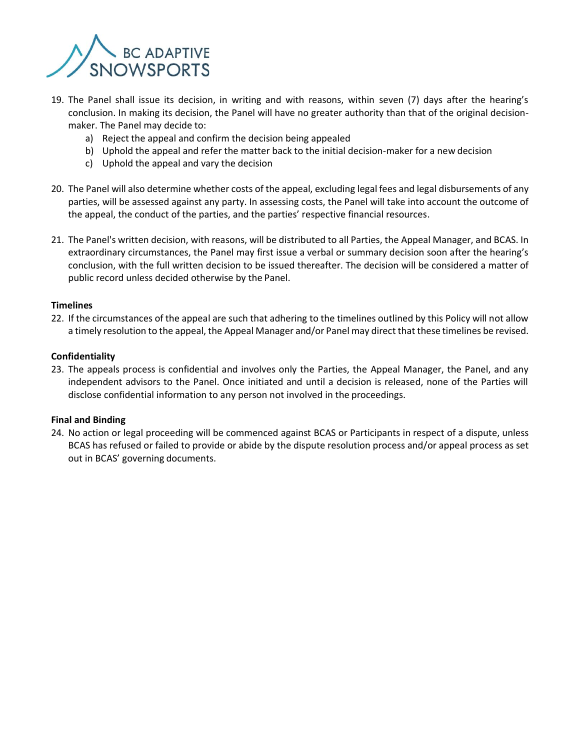19. The Panel shall issue its decision, in writing and with reasons, within seven (7) days after the hearing's conclusion. In making its decision, the Panel will have no greater authority than that of the original decision-maker. The Panel may decide to:
    a) Reject the appeal and confirm the decision being appealed
    b) Uphold the appeal and refer the matter back to the initial decision-maker for a new decision
    c) Uphold the appeal and vary the decision

20. The Panel will also determine whether costs of the appeal, excluding legal fees and legal disbursements of any parties, will be assessed against any party. In assessing costs, the Panel will take into account the outcome of the appeal, the conduct of the parties, and the parties' respective financial resources.

21. The Panel's written decision, with reasons, will be distributed to all Parties, the Appeal Manager, and BCAS. In extraordinary circumstances, the Panel may first issue a verbal or summary decision soon after the hearing's conclusion, with the full written decision to be issued thereafter. The decision will be considered a matter of public record unless decided otherwise by the Panel.

**Timelines**

22. If the circumstances of the appeal are such that adhering to the timelines outlined by this Policy will not allow a timely resolution to the appeal, the Appeal Manager and/or Panel may direct that these timelines be revised.

**Confidentiality**

23. The appeals process is confidential and involves only the Parties, the Appeal Manager, the Panel, and any independent advisors to the Panel. Once initiated and until a decision is released, none of the Parties will disclose confidential information to any person not involved in the proceedings.

**Final and Binding**

24. No action or legal proceeding will be commenced against BCAS or Participants in respect of a dispute, unless BCAS has refused or failed to provide or abide by the dispute resolution process and/or appeal process as set out in BCAS' governing documents.